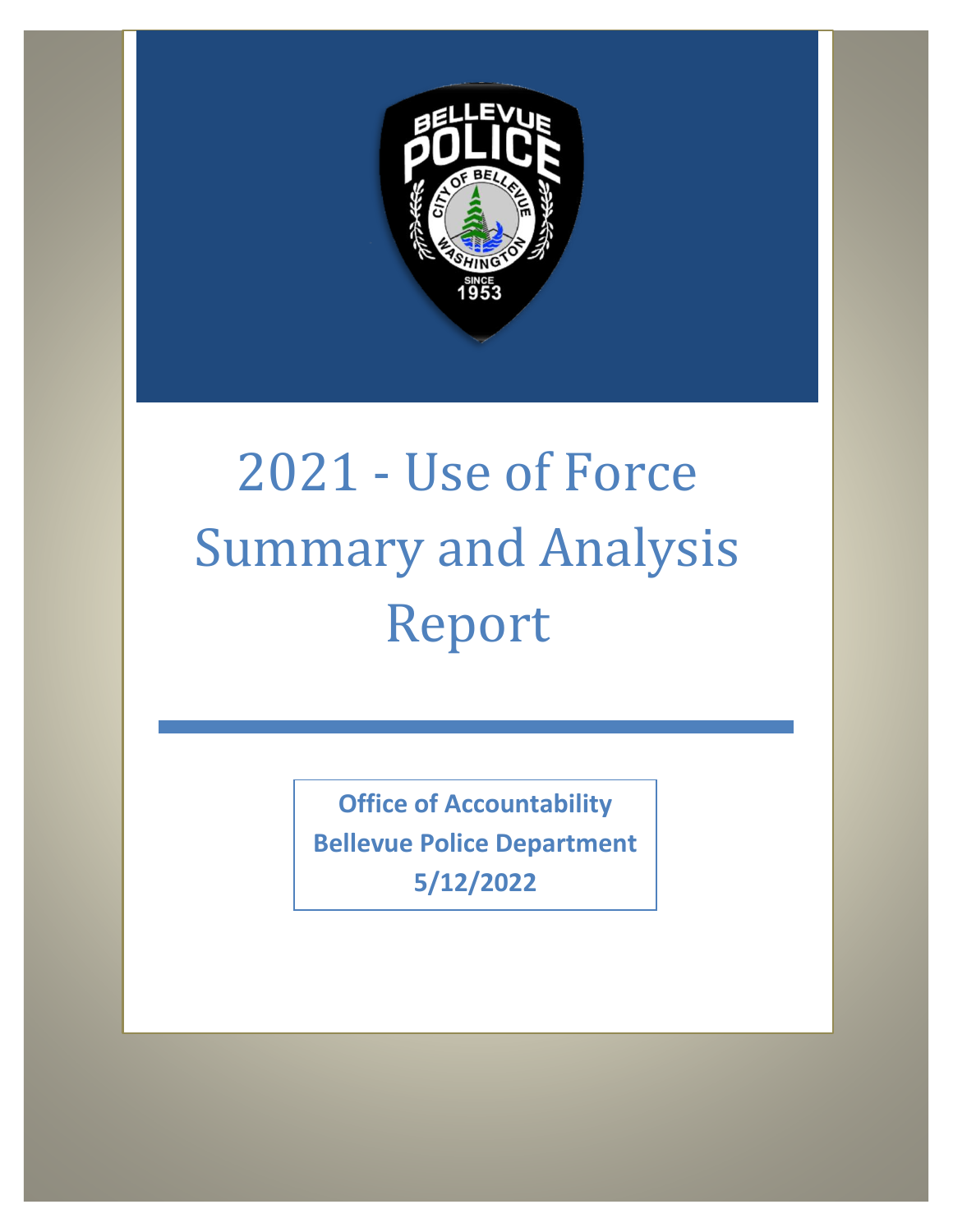# 2021 - Use of Force Summary and Analysis Report

**Office of Accountability**
**Bellevue Police Department**
**5/12/2022**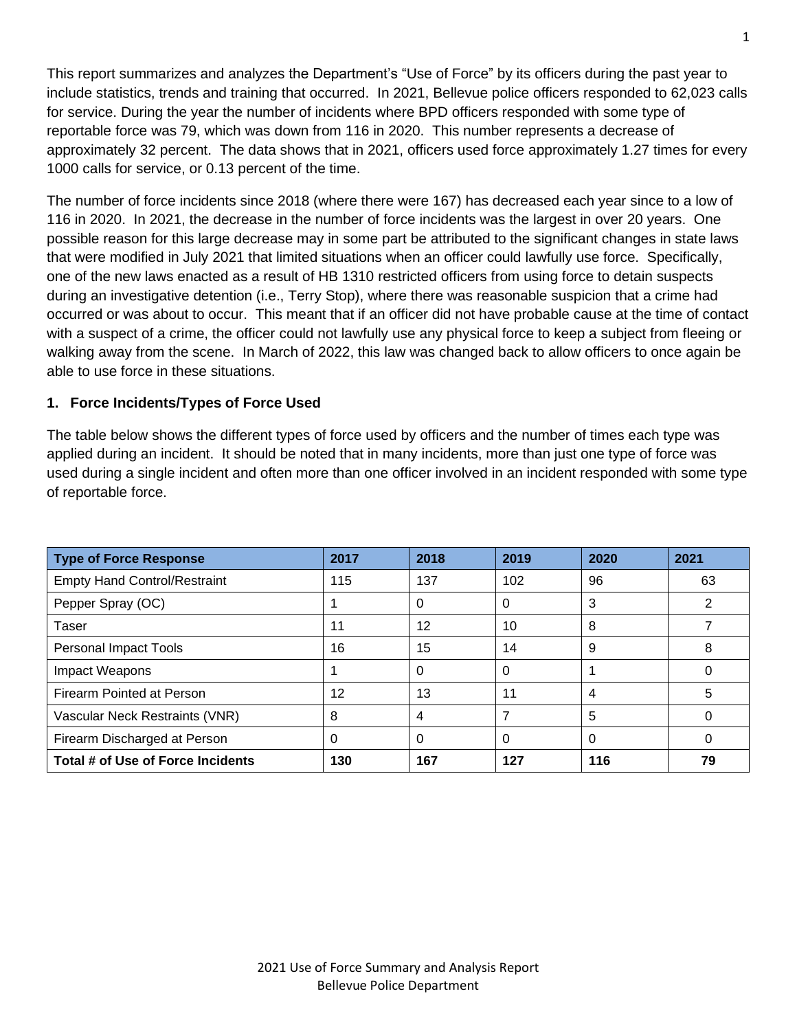This report summarizes and analyzes the Department's "Use of Force" by its officers during the past year to include statistics, trends and training that occurred. In 2021, Bellevue police officers responded to 62,023 calls for service. During the year the number of incidents where BPD officers responded with some type of reportable force was 79, which was down from 116 in 2020. This number represents a decrease of approximately 32 percent. The data shows that in 2021, officers used force approximately 1.27 times for every 1000 calls for service, or 0.13 percent of the time.

The number of force incidents since 2018 (where there were 167) has decreased each year since to a low of 116 in 2020. In 2021, the decrease in the number of force incidents was the largest in over 20 years. One possible reason for this large decrease may in some part be attributed to the significant changes in state laws that were modified in July 2021 that limited situations when an officer could lawfully use force. Specifically, one of the new laws enacted as a result of HB 1310 restricted officers from using force to detain suspects during an investigative detention (i.e., Terry Stop), where there was reasonable suspicion that a crime had occurred or was about to occur. This meant that if an officer did not have probable cause at the time of contact with a suspect of a crime, the officer could not lawfully use any physical force to keep a subject from fleeing or walking away from the scene. In March of 2022, this law was changed back to allow officers to once again be able to use force in these situations.

## 1. Force Incidents/Types of Force Used

The table below shows the different types of force used by officers and the number of times each type was applied during an incident. It should be noted that in many incidents, more than just one type of force was used during a single incident and often more than one officer involved in an incident responded with some type of reportable force.

| Type of Force Response | 2017 | 2018 | 2019 | 2020 | 2021 |
|---|---|---|---|---|---|
| Empty Hand Control/Restraint | 115 | 137 | 102 | 96 | 63 |
| Pepper Spray (OC) | 1 | 0 | 0 | 3 | 2 |
| Taser | 11 | 12 | 10 | 8 | 7 |
| Personal Impact Tools | 16 | 15 | 14 | 9 | 8 |
| Impact Weapons | 1 | 0 | 0 | 1 | 0 |
| Firearm Pointed at Person | 12 | 13 | 11 | 4 | 5 |
| Vascular Neck Restraints (VNR) | 8 | 4 | 7 | 5 | 0 |
| Firearm Discharged at Person | 0 | 0 | 0 | 0 | 0 |
| **Total # of Use of Force Incidents** | **130** | **167** | **127** | **116** | **79** |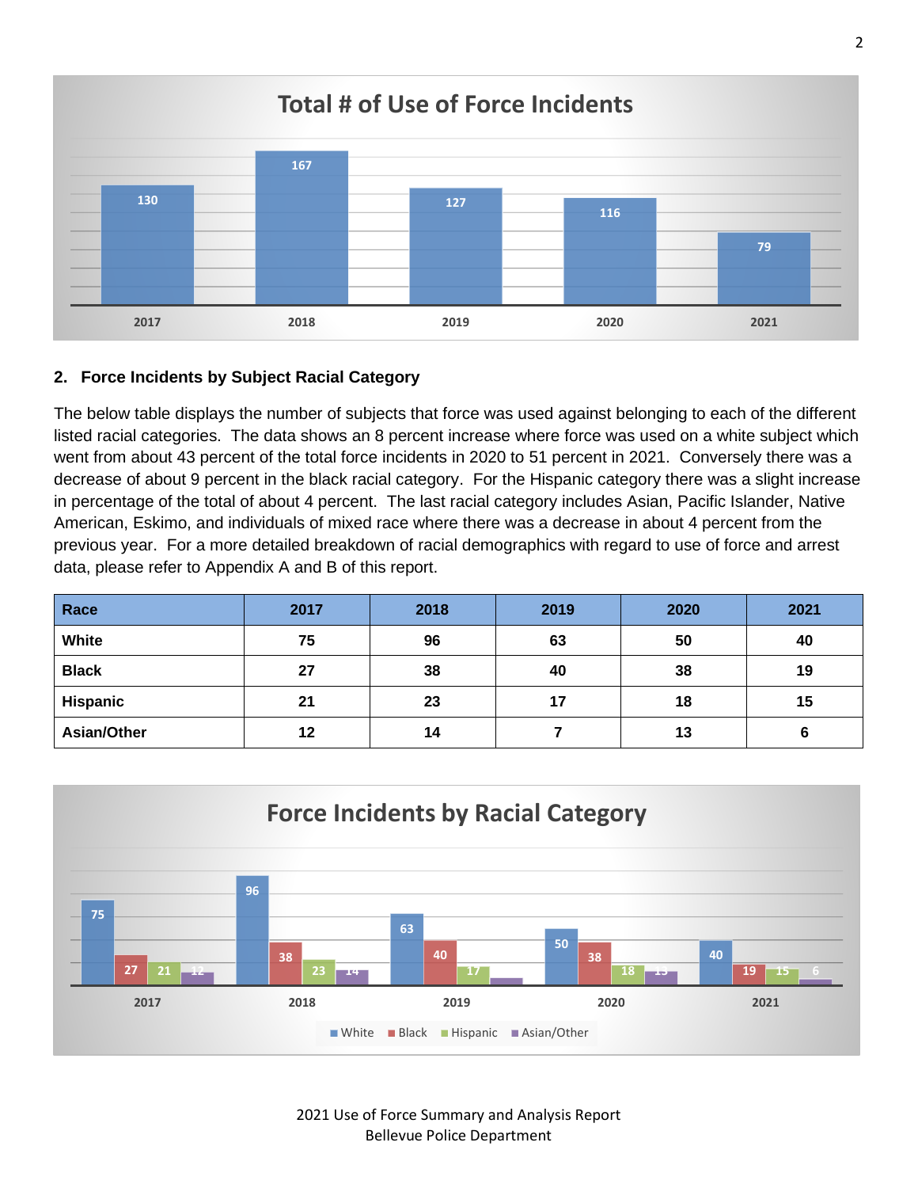**Total # of Use of Force Incidents**

| 2017 | 2018 | 2019 | 2020 | 2021 |
|---|---|---|---|---|
| 130 | 167 | 127 | 116 | 79 |

## 2. Force Incidents by Subject Racial Category

The below table displays the number of subjects that force was used against belonging to each of the different listed racial categories. The data shows an 8 percent increase where force was used on a white subject which went from about 43 percent of the total force incidents in 2020 to 51 percent in 2021. Conversely there was a decrease of about 9 percent in the black racial category. For the Hispanic category there was a slight increase in percentage of the total of about 4 percent. The last racial category includes Asian, Pacific Islander, Native American, Eskimo, and individuals of mixed race where there was a decrease in about 4 percent from the previous year. For a more detailed breakdown of racial demographics with regard to use of force and arrest data, please refer to Appendix A and B of this report.

| Race | 2017 | 2018 | 2019 | 2020 | 2021 |
|---|---|---|---|---|---|
| White | 75 | 96 | 63 | 50 | 40 |
| Black | 27 | 38 | 40 | 38 | 19 |
| Hispanic | 21 | 23 | 17 | 18 | 15 |
| Asian/Other | 12 | 14 | 7 | 13 | 6 |

**Force Incidents by Racial Category**

| | 2017 | 2018 | 2019 | 2020 | 2021 |
|---|---|---|---|---|---|
| White | 75 | 96 | 63 | 50 | 40 |
| Black | 27 | 38 | 40 | 38 | 19 |
| Hispanic | 21 | 23 | 17 | 18 | 15 |
| Asian/Other | 12 | 14 | | 13 | 6 |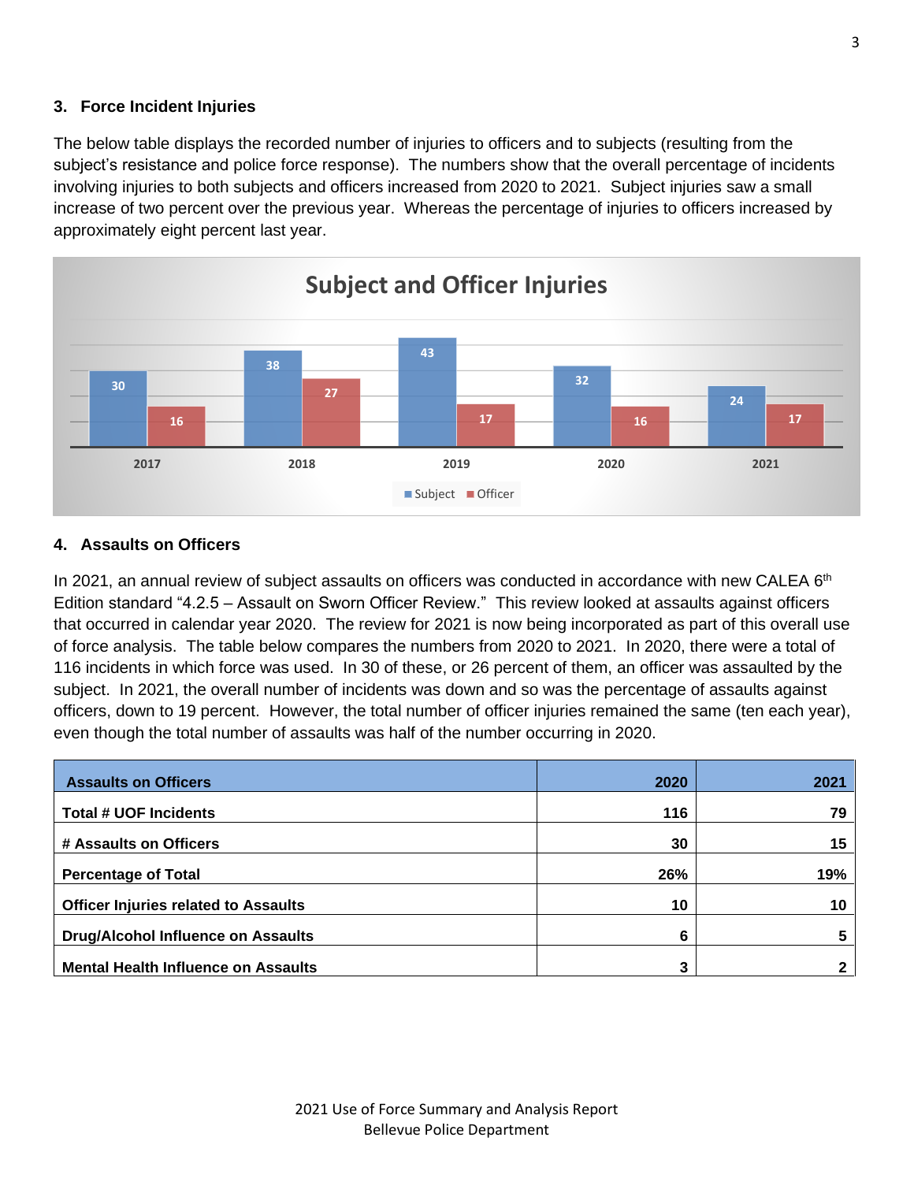## 3. Force Incident Injuries

The below table displays the recorded number of injuries to officers and to subjects (resulting from the subject's resistance and police force response). The numbers show that the overall percentage of incidents involving injuries to both subjects and officers increased from 2020 to 2021. Subject injuries saw a small increase of two percent over the previous year. Whereas the percentage of injuries to officers increased by approximately eight percent last year.

**Subject and Officer Injuries**

| | 2017 | 2018 | 2019 | 2020 | 2021 |
|---|---|---|---|---|---|
| Subject | 30 | 38 | 43 | 32 | 24 |
| Officer | 16 | 27 | 17 | 16 | 17 |

## 4. Assaults on Officers

In 2021, an annual review of subject assaults on officers was conducted in accordance with new CALEA 6th Edition standard "4.2.5 – Assault on Sworn Officer Review." This review looked at assaults against officers that occurred in calendar year 2020. The review for 2021 is now being incorporated as part of this overall use of force analysis. The table below compares the numbers from 2020 to 2021. In 2020, there were a total of 116 incidents in which force was used. In 30 of these, or 26 percent of them, an officer was assaulted by the subject. In 2021, the overall number of incidents was down and so was the percentage of assaults against officers, down to 19 percent. However, the total number of officer injuries remained the same (ten each year), even though the total number of assaults was half of the number occurring in 2020.

| Assaults on Officers | 2020 | 2021 |
|---|---|---|
| Total # UOF Incidents | 116 | 79 |
| # Assaults on Officers | 30 | 15 |
| Percentage of Total | 26% | 19% |
| Officer Injuries related to Assaults | 10 | 10 |
| Drug/Alcohol Influence on Assaults | 6 | 5 |
| Mental Health Influence on Assaults | 3 | 2 |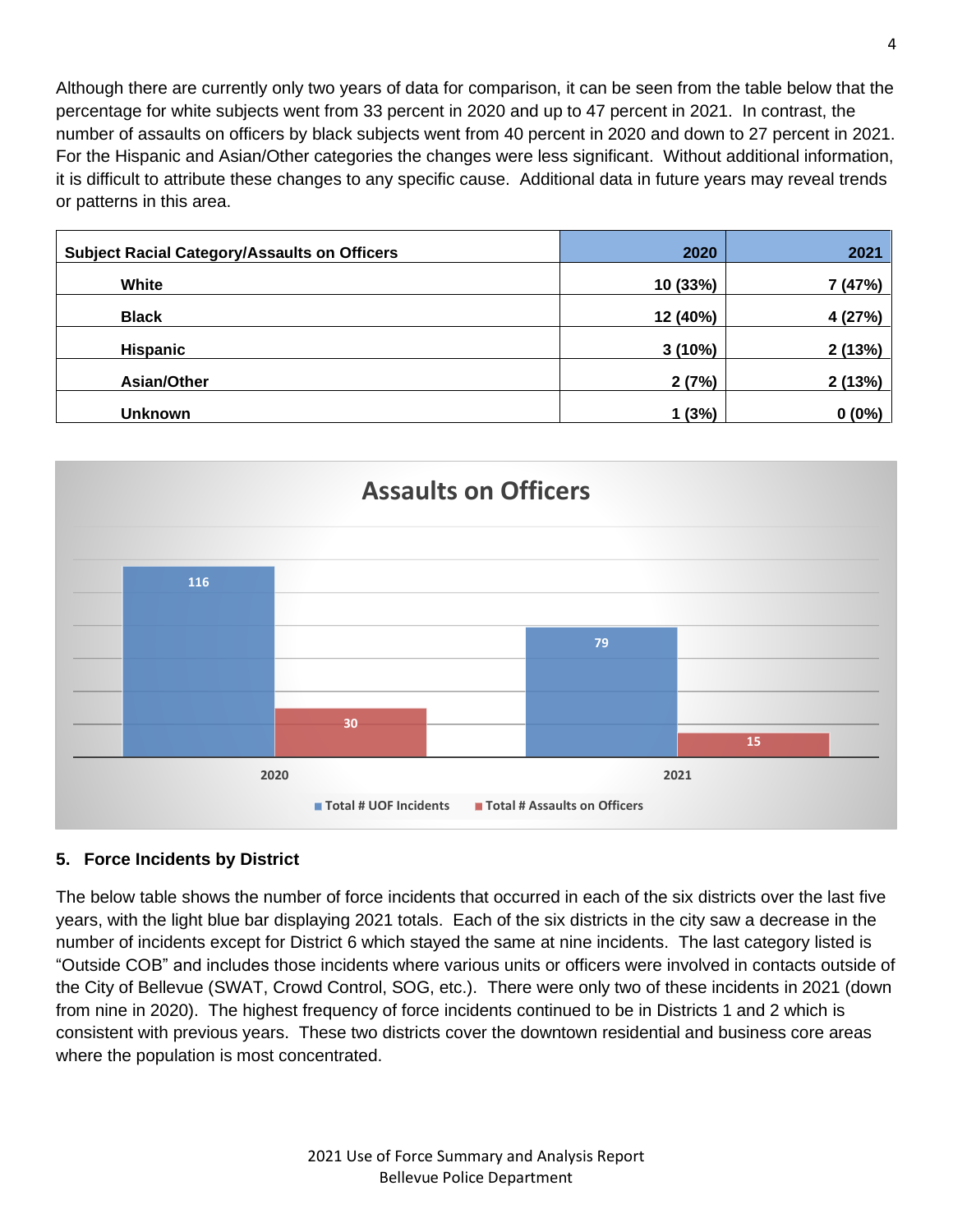Although there are currently only two years of data for comparison, it can be seen from the table below that the percentage for white subjects went from 33 percent in 2020 and up to 47 percent in 2021. In contrast, the number of assaults on officers by black subjects went from 40 percent in 2020 and down to 27 percent in 2021. For the Hispanic and Asian/Other categories the changes were less significant. Without additional information, it is difficult to attribute these changes to any specific cause. Additional data in future years may reveal trends or patterns in this area.

| Subject Racial Category/Assaults on Officers | 2020 | 2021 |
|---|---|---|
| White | 10 (33%) | 7 (47%) |
| Black | 12 (40%) | 4 (27%) |
| Hispanic | 3 (10%) | 2 (13%) |
| Asian/Other | 2 (7%) | 2 (13%) |
| Unknown | 1 (3%) | 0 (0%) |

**Assaults on Officers**

| | Total # UOF Incidents | Total # Assaults on Officers |
|---|---|---|
| 2020 | 116 | 30 |
| 2021 | 79 | 15 |

## 5. Force Incidents by District

The below table shows the number of force incidents that occurred in each of the six districts over the last five years, with the light blue bar displaying 2021 totals. Each of the six districts in the city saw a decrease in the number of incidents except for District 6 which stayed the same at nine incidents. The last category listed is "Outside COB" and includes those incidents where various units or officers were involved in contacts outside of the City of Bellevue (SWAT, Crowd Control, SOG, etc.). There were only two of these incidents in 2021 (down from nine in 2020). The highest frequency of force incidents continued to be in Districts 1 and 2 which is consistent with previous years. These two districts cover the downtown residential and business core areas where the population is most concentrated.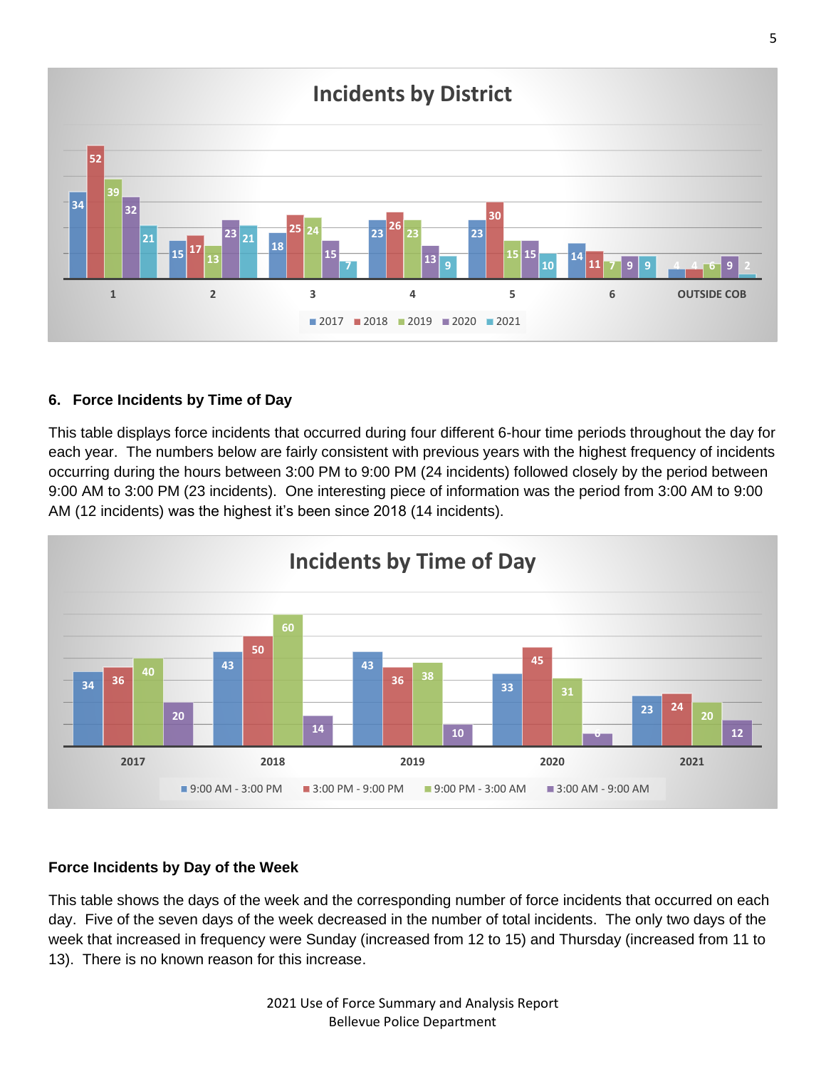**Incidents by District**

| District | 2017 | 2018 | 2019 | 2020 | 2021 |
|---|---|---|---|---|---|
| 1 | 34 | 52 | 39 | 32 | 21 |
| 2 | 15 | 17 | 13 | 23 | 21 |
| 3 | 18 | 25 | 24 | 15 | 7 |
| 4 | 23 | 26 | 23 | 13 | 9 |
| 5 | 23 | 30 | 15 | 15 | 10 |
| 6 | 14 | 11 | 7 | 9 | 9 |
| OUTSIDE COB | 4 | 4 | 6 | 9 | 2 |

### 6. Force Incidents by Time of Day

This table displays force incidents that occurred during four different 6-hour time periods throughout the day for each year. The numbers below are fairly consistent with previous years with the highest frequency of incidents occurring during the hours between 3:00 PM to 9:00 PM (24 incidents) followed closely by the period between 9:00 AM to 3:00 PM (23 incidents). One interesting piece of information was the period from 3:00 AM to 9:00 AM (12 incidents) was the highest it's been since 2018 (14 incidents).

**Incidents by Time of Day**

| Year | 9:00 AM - 3:00 PM | 3:00 PM - 9:00 PM | 9:00 PM - 3:00 AM | 3:00 AM - 9:00 AM |
|---|---|---|---|---|
| 2017 | 34 | 36 | 40 | 20 |
| 2018 | 43 | 50 | 60 | 14 |
| 2019 | 43 | 36 | 38 | 10 |
| 2020 | 33 | 45 | 31 | 6 |
| 2021 | 23 | 24 | 20 | 12 |

### Force Incidents by Day of the Week

This table shows the days of the week and the corresponding number of force incidents that occurred on each day. Five of the seven days of the week decreased in the number of total incidents. The only two days of the week that increased in frequency were Sunday (increased from 12 to 15) and Thursday (increased from 11 to 13). There is no known reason for this increase.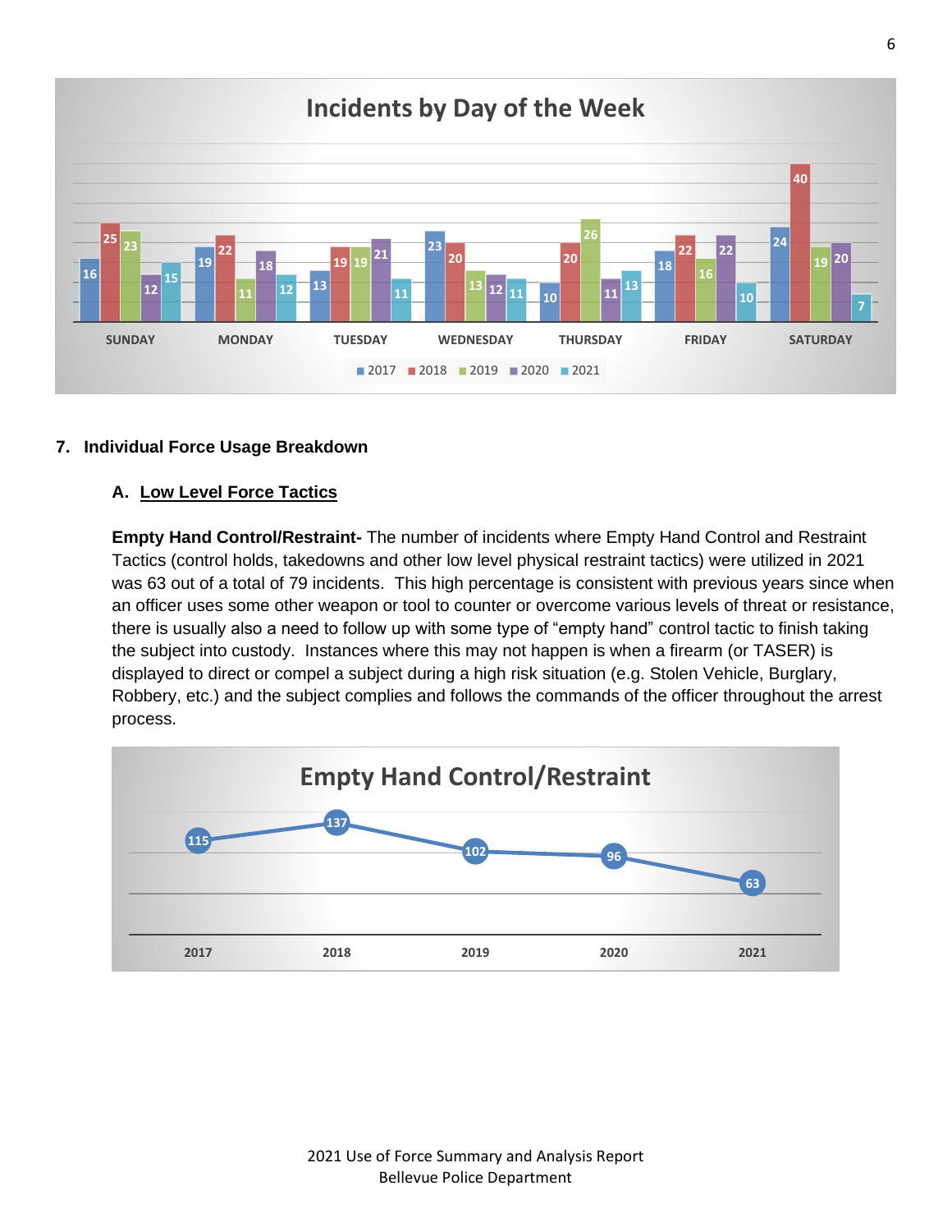**Incidents by Day of the Week**

| | 2017 | 2018 | 2019 | 2020 | 2021 |
|---|---|---|---|---|---|
| SUNDAY | 16 | 25 | 23 | 12 | 15 |
| MONDAY | 19 | 22 | 11 | 18 | 12 |
| TUESDAY | 13 | 19 | 19 | 21 | 11 |
| WEDNESDAY | 23 | 20 | 13 | 12 | 11 |
| THURSDAY | 10 | 20 | 26 | 11 | 13 |
| FRIDAY | 18 | 22 | 16 | 22 | 10 |
| SATURDAY | 24 | 40 | 19 | 20 | 7 |

## 7. Individual Force Usage Breakdown

### A. Low Level Force Tactics

**Empty Hand Control/Restraint-** The number of incidents where Empty Hand Control and Restraint Tactics (control holds, takedowns and other low level physical restraint tactics) were utilized in 2021 was 63 out of a total of 79 incidents. This high percentage is consistent with previous years since when an officer uses some other weapon or tool to counter or overcome various levels of threat or resistance, there is usually also a need to follow up with some type of "empty hand" control tactic to finish taking the subject into custody. Instances where this may not happen is when a firearm (or TASER) is displayed to direct or compel a subject during a high risk situation (e.g. Stolen Vehicle, Burglary, Robbery, etc.) and the subject complies and follows the commands of the officer throughout the arrest process.

**Empty Hand Control/Restraint**

| 2017 | 2018 | 2019 | 2020 | 2021 |
|---|---|---|---|---|
| 115 | 137 | 102 | 96 | 63 |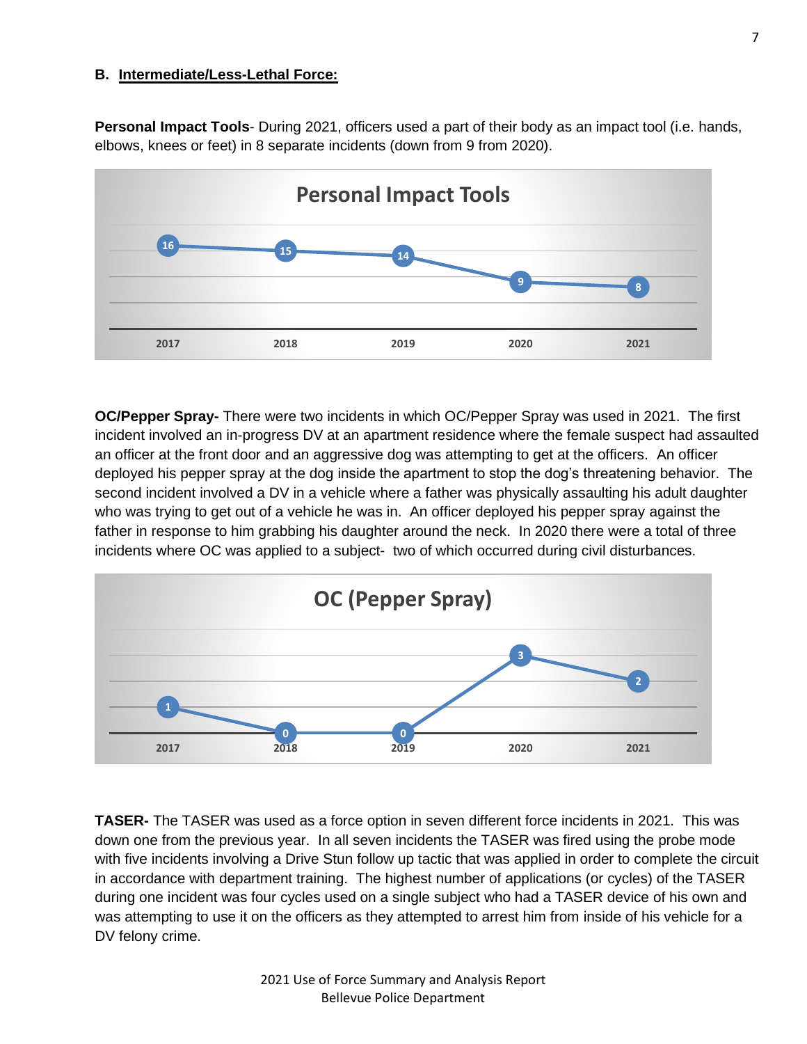## B. Intermediate/Less-Lethal Force:

**Personal Impact Tools**- During 2021, officers used a part of their body as an impact tool (i.e. hands, elbows, knees or feet) in 8 separate incidents (down from 9 from 2020).

**Personal Impact Tools**

| 2017 | 2018 | 2019 | 2020 | 2021 |
|---|---|---|---|---|
| 16 | 15 | 14 | 9 | 8 |

**OC/Pepper Spray-** There were two incidents in which OC/Pepper Spray was used in 2021. The first incident involved an in-progress DV at an apartment residence where the female suspect had assaulted an officer at the front door and an aggressive dog was attempting to get at the officers. An officer deployed his pepper spray at the dog inside the apartment to stop the dog's threatening behavior. The second incident involved a DV in a vehicle where a father was physically assaulting his adult daughter who was trying to get out of a vehicle he was in. An officer deployed his pepper spray against the father in response to him grabbing his daughter around the neck. In 2020 there were a total of three incidents where OC was applied to a subject- two of which occurred during civil disturbances.

**OC (Pepper Spray)**

| 2017 | 2018 | 2019 | 2020 | 2021 |
|---|---|---|---|---|
| 1 | 0 | 0 | 3 | 2 |

**TASER-** The TASER was used as a force option in seven different force incidents in 2021. This was down one from the previous year. In all seven incidents the TASER was fired using the probe mode with five incidents involving a Drive Stun follow up tactic that was applied in order to complete the circuit in accordance with department training. The highest number of applications (or cycles) of the TASER during one incident was four cycles used on a single subject who had a TASER device of his own and was attempting to use it on the officers as they attempted to arrest him from inside of his vehicle for a DV felony crime.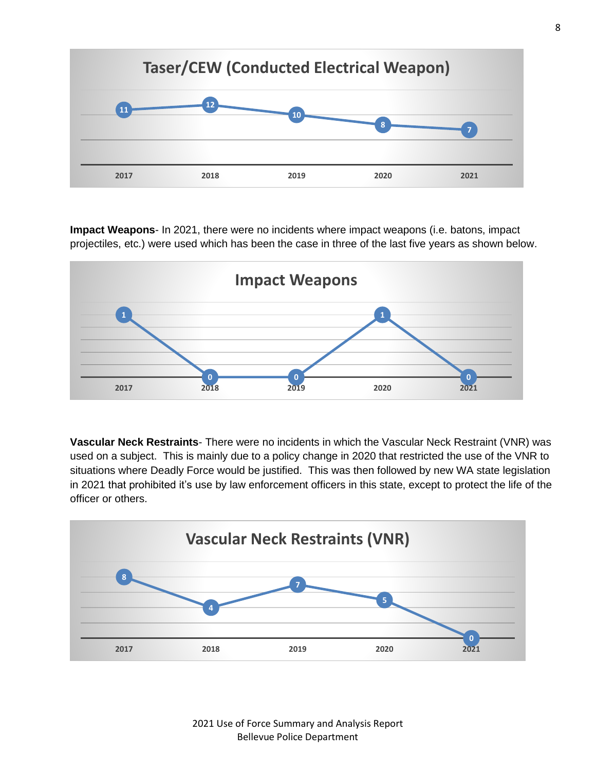**Taser/CEW (Conducted Electrical Weapon)**

| 2017 | 2018 | 2019 | 2020 | 2021 |
|---|---|---|---|---|
| 11 | 12 | 10 | 8 | 7 |

**Impact Weapons**- In 2021, there were no incidents where impact weapons (i.e. batons, impact projectiles, etc.) were used which has been the case in three of the last five years as shown below.

**Impact Weapons**

| 2017 | 2018 | 2019 | 2020 | 2021 |
|---|---|---|---|---|
| 1 | 0 | 0 | 1 | 0 |

**Vascular Neck Restraints**- There were no incidents in which the Vascular Neck Restraint (VNR) was used on a subject. This is mainly due to a policy change in 2020 that restricted the use of the VNR to situations where Deadly Force would be justified. This was then followed by new WA state legislation in 2021 that prohibited it's use by law enforcement officers in this state, except to protect the life of the officer or others.

**Vascular Neck Restraints (VNR)**

| 2017 | 2018 | 2019 | 2020 | 2021 |
|---|---|---|---|---|
| 8 | 4 | 7 | 5 | 0 |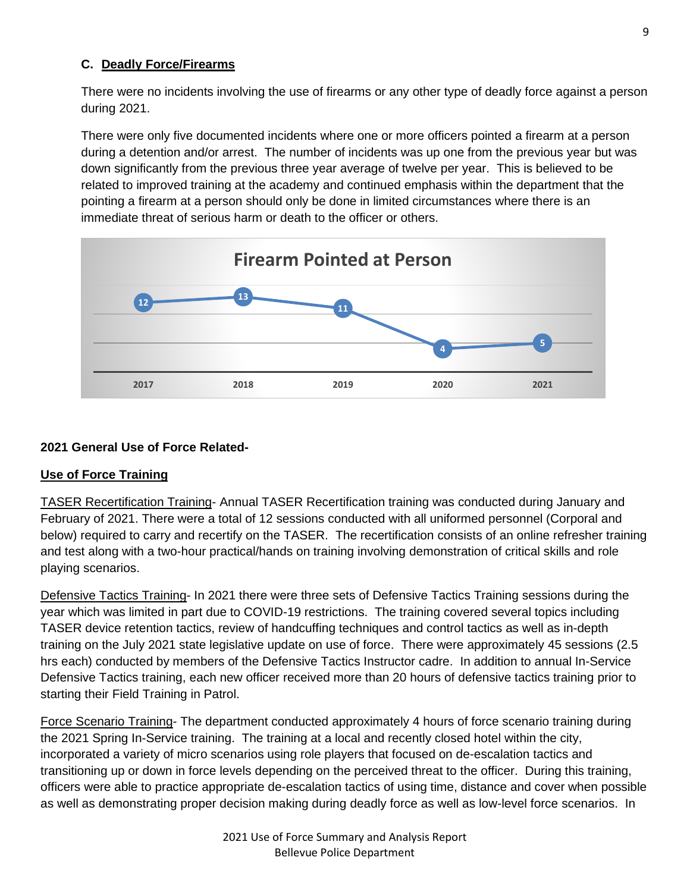### C. Deadly Force/Firearms

There were no incidents involving the use of firearms or any other type of deadly force against a person during 2021.

There were only five documented incidents where one or more officers pointed a firearm at a person during a detention and/or arrest. The number of incidents was up one from the previous year but was down significantly from the previous three year average of twelve per year. This is believed to be related to improved training at the academy and continued emphasis within the department that the pointing a firearm at a person should only be done in limited circumstances where there is an immediate threat of serious harm or death to the officer or others.

**Firearm Pointed at Person**

| 2017 | 2018 | 2019 | 2020 | 2021 |
|---|---|---|---|---|
| 12 | 13 | 11 | 4 | 5 |

**2021 General Use of Force Related-**

**Use of Force Training**

TASER Recertification Training- Annual TASER Recertification training was conducted during January and February of 2021. There were a total of 12 sessions conducted with all uniformed personnel (Corporal and below) required to carry and recertify on the TASER. The recertification consists of an online refresher training and test along with a two-hour practical/hands on training involving demonstration of critical skills and role playing scenarios.

Defensive Tactics Training- In 2021 there were three sets of Defensive Tactics Training sessions during the year which was limited in part due to COVID-19 restrictions. The training covered several topics including TASER device retention tactics, review of handcuffing techniques and control tactics as well as in-depth training on the July 2021 state legislative update on use of force. There were approximately 45 sessions (2.5 hrs each) conducted by members of the Defensive Tactics Instructor cadre. In addition to annual In-Service Defensive Tactics training, each new officer received more than 20 hours of defensive tactics training prior to starting their Field Training in Patrol.

Force Scenario Training- The department conducted approximately 4 hours of force scenario training during the 2021 Spring In-Service training. The training at a local and recently closed hotel within the city, incorporated a variety of micro scenarios using role players that focused on de-escalation tactics and transitioning up or down in force levels depending on the perceived threat to the officer. During this training, officers were able to practice appropriate de-escalation tactics of using time, distance and cover when possible as well as demonstrating proper decision making during deadly force as well as low-level force scenarios. In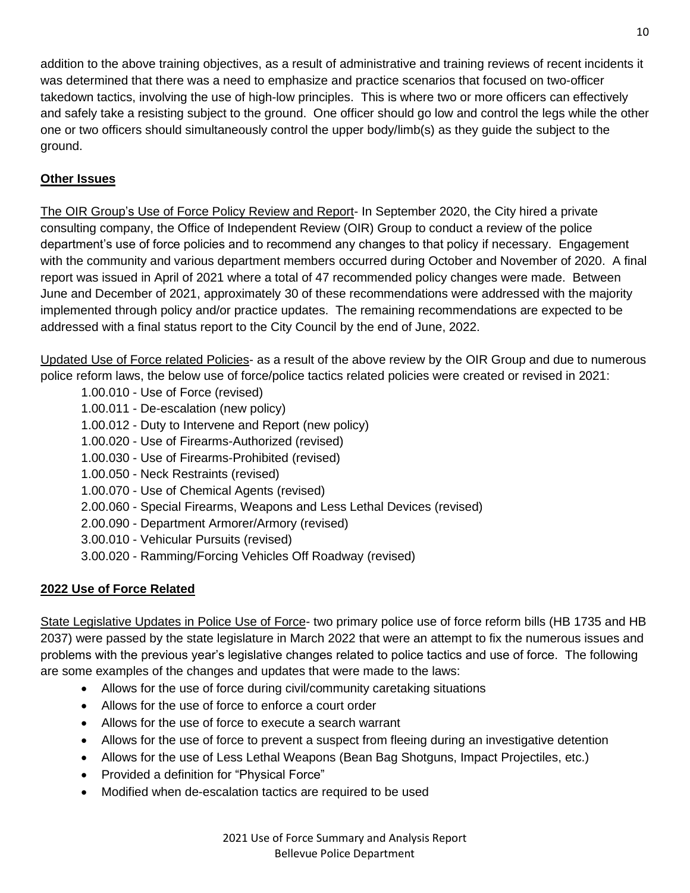addition to the above training objectives, as a result of administrative and training reviews of recent incidents it was determined that there was a need to emphasize and practice scenarios that focused on two-officer takedown tactics, involving the use of high-low principles. This is where two or more officers can effectively and safely take a resisting subject to the ground. One officer should go low and control the legs while the other one or two officers should simultaneously control the upper body/limb(s) as they guide the subject to the ground.

## Other Issues

The OIR Group's Use of Force Policy Review and Report- In September 2020, the City hired a private consulting company, the Office of Independent Review (OIR) Group to conduct a review of the police department's use of force policies and to recommend any changes to that policy if necessary. Engagement with the community and various department members occurred during October and November of 2020. A final report was issued in April of 2021 where a total of 47 recommended policy changes were made. Between June and December of 2021, approximately 30 of these recommendations were addressed with the majority implemented through policy and/or practice updates. The remaining recommendations are expected to be addressed with a final status report to the City Council by the end of June, 2022.

Updated Use of Force related Policies- as a result of the above review by the OIR Group and due to numerous police reform laws, the below use of force/police tactics related policies were created or revised in 2021:

1.00.010 - Use of Force (revised)
1.00.011 - De-escalation (new policy)
1.00.012 - Duty to Intervene and Report (new policy)
1.00.020 - Use of Firearms-Authorized (revised)
1.00.030 - Use of Firearms-Prohibited (revised)
1.00.050 - Neck Restraints (revised)
1.00.070 - Use of Chemical Agents (revised)
2.00.060 - Special Firearms, Weapons and Less Lethal Devices (revised)
2.00.090 - Department Armorer/Armory (revised)
3.00.010 - Vehicular Pursuits (revised)
3.00.020 - Ramming/Forcing Vehicles Off Roadway (revised)

## 2022 Use of Force Related

State Legislative Updates in Police Use of Force- two primary police use of force reform bills (HB 1735 and HB 2037) were passed by the state legislature in March 2022 that were an attempt to fix the numerous issues and problems with the previous year's legislative changes related to police tactics and use of force. The following are some examples of the changes and updates that were made to the laws:

- Allows for the use of force during civil/community caretaking situations
- Allows for the use of force to enforce a court order
- Allows for the use of force to execute a search warrant
- Allows for the use of force to prevent a suspect from fleeing during an investigative detention
- Allows for the use of Less Lethal Weapons (Bean Bag Shotguns, Impact Projectiles, etc.)
- Provided a definition for "Physical Force"
- Modified when de-escalation tactics are required to be used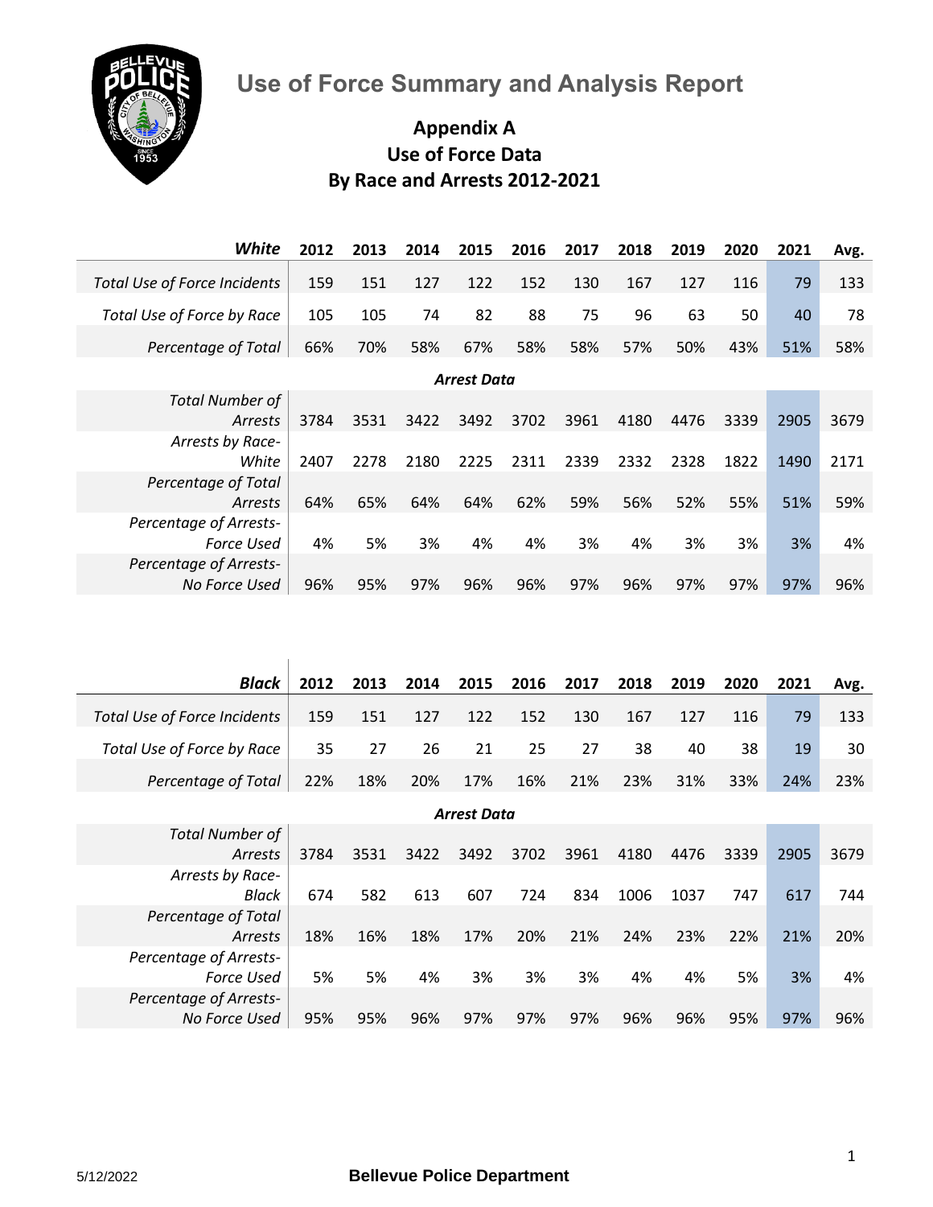# Use of Force Summary and Analysis Report

## Appendix A
## Use of Force Data
## By Race and Arrests 2012-2021

| *White* | 2012 | 2013 | 2014 | 2015 | 2016 | 2017 | 2018 | 2019 | 2020 | 2021 | Avg. |
|---|---|---|---|---|---|---|---|---|---|---|---|
| *Total Use of Force Incidents* | 159 | 151 | 127 | 122 | 152 | 130 | 167 | 127 | 116 | 79 | 133 |
| *Total Use of Force by Race* | 105 | 105 | 74 | 82 | 88 | 75 | 96 | 63 | 50 | 40 | 78 |
| *Percentage of Total* | 66% | 70% | 58% | 67% | 58% | 58% | 57% | 50% | 43% | 51% | 58% |
| ***Arrest Data*** | | | | | | | | | | | |
| *Total Number of Arrests* | 3784 | 3531 | 3422 | 3492 | 3702 | 3961 | 4180 | 4476 | 3339 | 2905 | 3679 |
| *Arrests by Race- White* | 2407 | 2278 | 2180 | 2225 | 2311 | 2339 | 2332 | 2328 | 1822 | 1490 | 2171 |
| *Percentage of Total Arrests* | 64% | 65% | 64% | 64% | 62% | 59% | 56% | 52% | 55% | 51% | 59% |
| *Percentage of Arrests- Force Used* | 4% | 5% | 3% | 4% | 4% | 3% | 4% | 3% | 3% | 3% | 4% |
| *Percentage of Arrests- No Force Used* | 96% | 95% | 97% | 96% | 96% | 97% | 96% | 97% | 97% | 97% | 96% |

| *Black* | 2012 | 2013 | 2014 | 2015 | 2016 | 2017 | 2018 | 2019 | 2020 | 2021 | Avg. |
|---|---|---|---|---|---|---|---|---|---|---|---|
| *Total Use of Force Incidents* | 159 | 151 | 127 | 122 | 152 | 130 | 167 | 127 | 116 | 79 | 133 |
| *Total Use of Force by Race* | 35 | 27 | 26 | 21 | 25 | 27 | 38 | 40 | 38 | 19 | 30 |
| *Percentage of Total* | 22% | 18% | 20% | 17% | 16% | 21% | 23% | 31% | 33% | 24% | 23% |
| ***Arrest Data*** | | | | | | | | | | | |
| *Total Number of Arrests* | 3784 | 3531 | 3422 | 3492 | 3702 | 3961 | 4180 | 4476 | 3339 | 2905 | 3679 |
| *Arrests by Race- Black* | 674 | 582 | 613 | 607 | 724 | 834 | 1006 | 1037 | 747 | 617 | 744 |
| *Percentage of Total Arrests* | 18% | 16% | 18% | 17% | 20% | 21% | 24% | 23% | 22% | 21% | 20% |
| *Percentage of Arrests- Force Used* | 5% | 5% | 4% | 3% | 3% | 3% | 4% | 4% | 5% | 3% | 4% |
| *Percentage of Arrests- No Force Used* | 95% | 95% | 96% | 97% | 97% | 97% | 96% | 96% | 95% | 97% | 96% |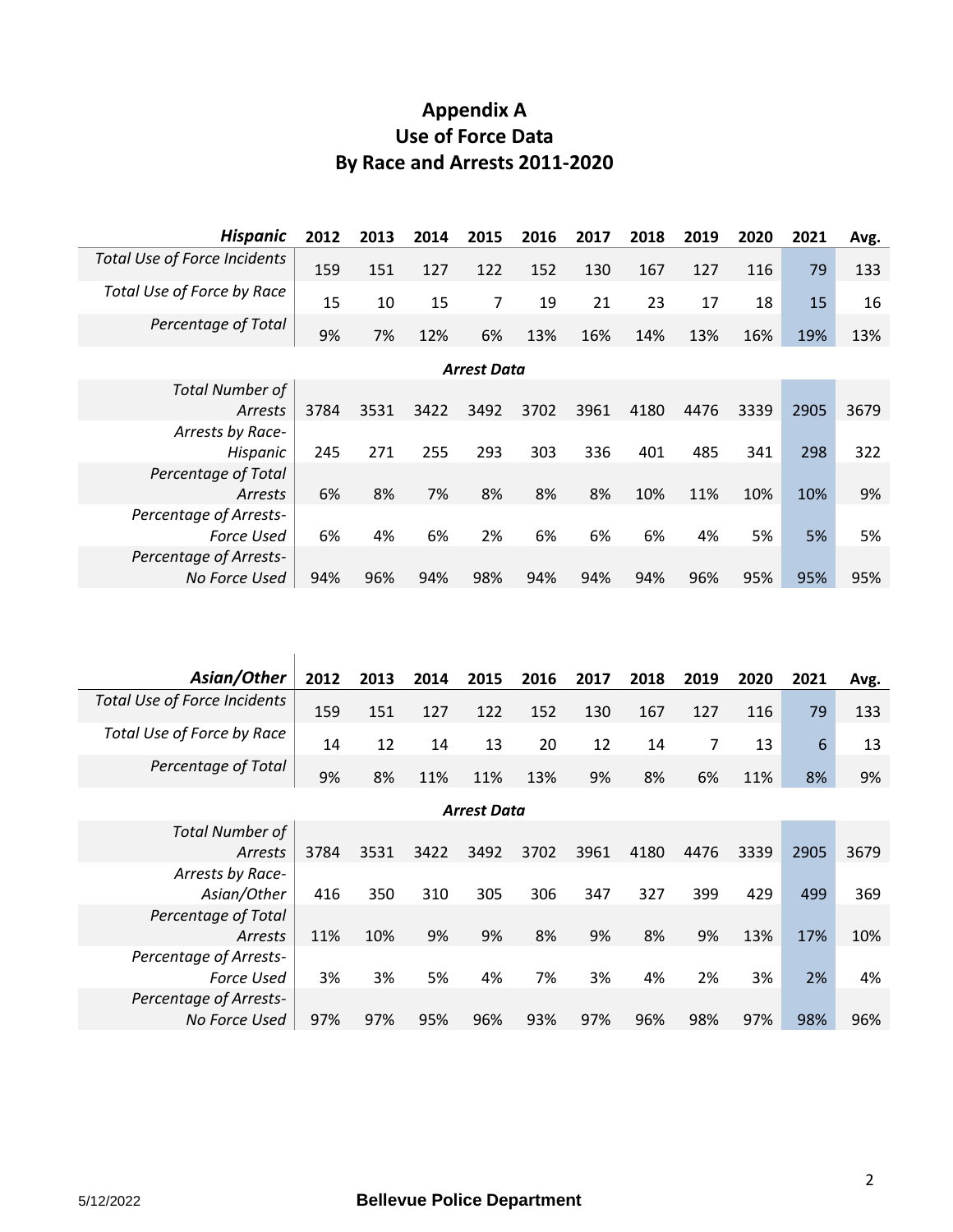# Appendix A
# Use of Force Data
# By Race and Arrests 2011-2020

| ***Hispanic*** | **2012** | **2013** | **2014** | **2015** | **2016** | **2017** | **2018** | **2019** | **2020** | **2021** | **Avg.** |
|---|---|---|---|---|---|---|---|---|---|---|---|
| *Total Use of Force Incidents* | 159 | 151 | 127 | 122 | 152 | 130 | 167 | 127 | 116 | 79 | 133 |
| *Total Use of Force by Race* | 15 | 10 | 15 | 7 | 19 | 21 | 23 | 17 | 18 | 15 | 16 |
| *Percentage of Total* | 9% | 7% | 12% | 6% | 13% | 16% | 14% | 13% | 16% | 19% | 13% |
| ***Arrest Data*** | | | | | | | | | | | |
| *Total Number of Arrests* | 3784 | 3531 | 3422 | 3492 | 3702 | 3961 | 4180 | 4476 | 3339 | 2905 | 3679 |
| *Arrests by Race-Hispanic* | 245 | 271 | 255 | 293 | 303 | 336 | 401 | 485 | 341 | 298 | 322 |
| *Percentage of Total Arrests* | 6% | 8% | 7% | 8% | 8% | 8% | 10% | 11% | 10% | 10% | 9% |
| *Percentage of Arrests-Force Used* | 6% | 4% | 6% | 2% | 6% | 6% | 6% | 4% | 5% | 5% | 5% |
| *Percentage of Arrests-No Force Used* | 94% | 96% | 94% | 98% | 94% | 94% | 94% | 96% | 95% | 95% | 95% |

| ***Asian/Other*** | **2012** | **2013** | **2014** | **2015** | **2016** | **2017** | **2018** | **2019** | **2020** | **2021** | **Avg.** |
|---|---|---|---|---|---|---|---|---|---|---|---|
| *Total Use of Force Incidents* | 159 | 151 | 127 | 122 | 152 | 130 | 167 | 127 | 116 | 79 | 133 |
| *Total Use of Force by Race* | 14 | 12 | 14 | 13 | 20 | 12 | 14 | 7 | 13 | 6 | 13 |
| *Percentage of Total* | 9% | 8% | 11% | 11% | 13% | 9% | 8% | 6% | 11% | 8% | 9% |
| ***Arrest Data*** | | | | | | | | | | | |
| *Total Number of Arrests* | 3784 | 3531 | 3422 | 3492 | 3702 | 3961 | 4180 | 4476 | 3339 | 2905 | 3679 |
| *Arrests by Race-Asian/Other* | 416 | 350 | 310 | 305 | 306 | 347 | 327 | 399 | 429 | 499 | 369 |
| *Percentage of Total Arrests* | 11% | 10% | 9% | 9% | 8% | 9% | 8% | 9% | 13% | 17% | 10% |
| *Percentage of Arrests-Force Used* | 3% | 3% | 5% | 4% | 7% | 3% | 4% | 2% | 3% | 2% | 4% |
| *Percentage of Arrests-No Force Used* | 97% | 97% | 95% | 96% | 93% | 97% | 96% | 98% | 97% | 98% | 96% |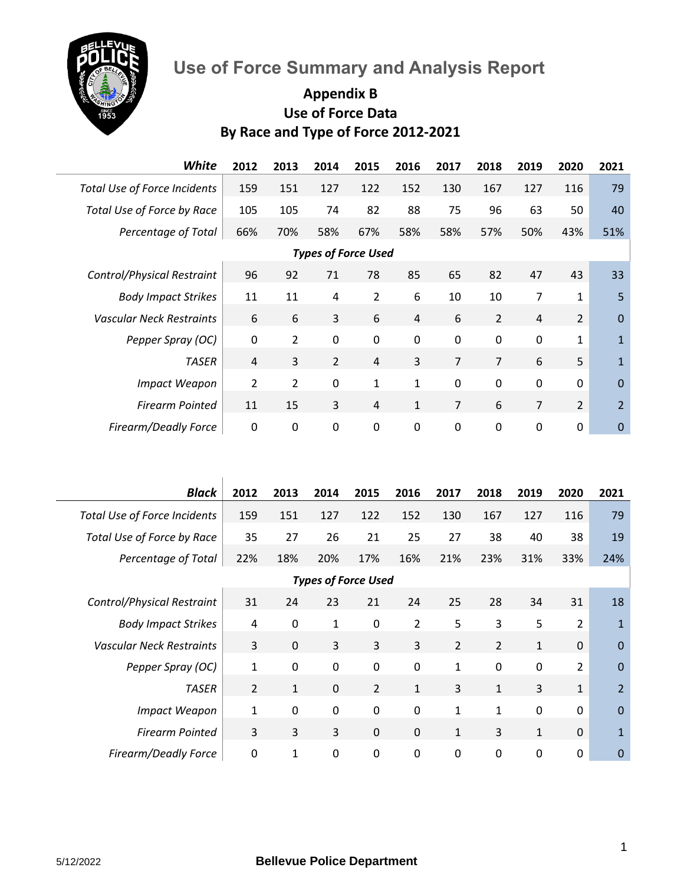# Use of Force Summary and Analysis Report

## Appendix B
## Use of Force Data
## By Race and Type of Force 2012-2021

| ***White*** | **2012** | **2013** | **2014** | **2015** | **2016** | **2017** | **2018** | **2019** | **2020** | **2021** |
|---|---|---|---|---|---|---|---|---|---|---|
| *Total Use of Force Incidents* | 159 | 151 | 127 | 122 | 152 | 130 | 167 | 127 | 116 | 79 |
| *Total Use of Force by Race* | 105 | 105 | 74 | 82 | 88 | 75 | 96 | 63 | 50 | 40 |
| *Percentage of Total* | 66% | 70% | 58% | 67% | 58% | 58% | 57% | 50% | 43% | 51% |
| ***Types of Force Used*** | | | | | | | | | | |
| *Control/Physical Restraint* | 96 | 92 | 71 | 78 | 85 | 65 | 82 | 47 | 43 | 33 |
| *Body Impact Strikes* | 11 | 11 | 4 | 2 | 6 | 10 | 10 | 7 | 1 | 5 |
| *Vascular Neck Restraints* | 6 | 6 | 3 | 6 | 4 | 6 | 2 | 4 | 2 | 0 |
| *Pepper Spray (OC)* | 0 | 2 | 0 | 0 | 0 | 0 | 0 | 0 | 1 | 1 |
| *TASER* | 4 | 3 | 2 | 4 | 3 | 7 | 7 | 6 | 5 | 1 |
| *Impact Weapon* | 2 | 2 | 0 | 1 | 1 | 0 | 0 | 0 | 0 | 0 |
| *Firearm Pointed* | 11 | 15 | 3 | 4 | 1 | 7 | 6 | 7 | 2 | 2 |
| *Firearm/Deadly Force* | 0 | 0 | 0 | 0 | 0 | 0 | 0 | 0 | 0 | 0 |

| ***Black*** | **2012** | **2013** | **2014** | **2015** | **2016** | **2017** | **2018** | **2019** | **2020** | **2021** |
|---|---|---|---|---|---|---|---|---|---|---|
| *Total Use of Force Incidents* | 159 | 151 | 127 | 122 | 152 | 130 | 167 | 127 | 116 | 79 |
| *Total Use of Force by Race* | 35 | 27 | 26 | 21 | 25 | 27 | 38 | 40 | 38 | 19 |
| *Percentage of Total* | 22% | 18% | 20% | 17% | 16% | 21% | 23% | 31% | 33% | 24% |
| ***Types of Force Used*** | | | | | | | | | | |
| *Control/Physical Restraint* | 31 | 24 | 23 | 21 | 24 | 25 | 28 | 34 | 31 | 18 |
| *Body Impact Strikes* | 4 | 0 | 1 | 0 | 2 | 5 | 3 | 5 | 2 | 1 |
| *Vascular Neck Restraints* | 3 | 0 | 3 | 3 | 3 | 2 | 2 | 1 | 0 | 0 |
| *Pepper Spray (OC)* | 1 | 0 | 0 | 0 | 0 | 1 | 0 | 0 | 2 | 0 |
| *TASER* | 2 | 1 | 0 | 2 | 1 | 3 | 1 | 3 | 1 | 2 |
| *Impact Weapon* | 1 | 0 | 0 | 0 | 0 | 1 | 1 | 0 | 0 | 0 |
| *Firearm Pointed* | 3 | 3 | 3 | 0 | 0 | 1 | 3 | 1 | 0 | 1 |
| *Firearm/Deadly Force* | 0 | 1 | 0 | 0 | 0 | 0 | 0 | 0 | 0 | 0 |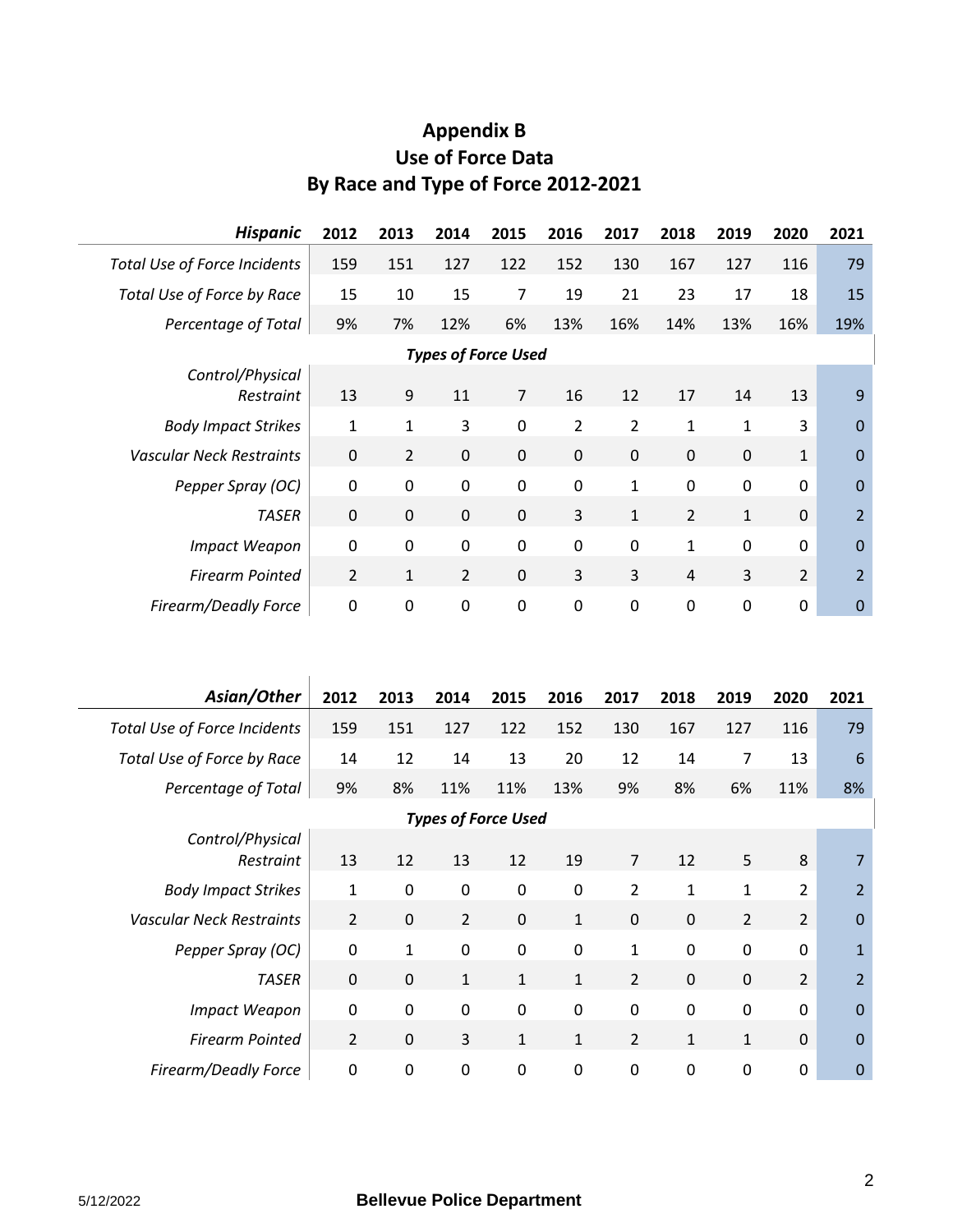# Appendix B
## Use of Force Data
## By Race and Type of Force 2012-2021

| *Hispanic* | 2012 | 2013 | 2014 | 2015 | 2016 | 2017 | 2018 | 2019 | 2020 | 2021 |
|---|---|---|---|---|---|---|---|---|---|---|
| *Total Use of Force Incidents* | 159 | 151 | 127 | 122 | 152 | 130 | 167 | 127 | 116 | 79 |
| *Total Use of Force by Race* | 15 | 10 | 15 | 7 | 19 | 21 | 23 | 17 | 18 | 15 |
| *Percentage of Total* | 9% | 7% | 12% | 6% | 13% | 16% | 14% | 13% | 16% | 19% |
| ***Types of Force Used*** | | | | | | | | | | |
| *Control/Physical Restraint* | 13 | 9 | 11 | 7 | 16 | 12 | 17 | 14 | 13 | 9 |
| *Body Impact Strikes* | 1 | 1 | 3 | 0 | 2 | 2 | 1 | 1 | 3 | 0 |
| *Vascular Neck Restraints* | 0 | 2 | 0 | 0 | 0 | 0 | 0 | 0 | 1 | 0 |
| *Pepper Spray (OC)* | 0 | 0 | 0 | 0 | 0 | 1 | 0 | 0 | 0 | 0 |
| *TASER* | 0 | 0 | 0 | 0 | 3 | 1 | 2 | 1 | 0 | 2 |
| *Impact Weapon* | 0 | 0 | 0 | 0 | 0 | 0 | 1 | 0 | 0 | 0 |
| *Firearm Pointed* | 2 | 1 | 2 | 0 | 3 | 3 | 4 | 3 | 2 | 2 |
| *Firearm/Deadly Force* | 0 | 0 | 0 | 0 | 0 | 0 | 0 | 0 | 0 | 0 |

| *Asian/Other* | 2012 | 2013 | 2014 | 2015 | 2016 | 2017 | 2018 | 2019 | 2020 | 2021 |
|---|---|---|---|---|---|---|---|---|---|---|
| *Total Use of Force Incidents* | 159 | 151 | 127 | 122 | 152 | 130 | 167 | 127 | 116 | 79 |
| *Total Use of Force by Race* | 14 | 12 | 14 | 13 | 20 | 12 | 14 | 7 | 13 | 6 |
| *Percentage of Total* | 9% | 8% | 11% | 11% | 13% | 9% | 8% | 6% | 11% | 8% |
| ***Types of Force Used*** | | | | | | | | | | |
| *Control/Physical Restraint* | 13 | 12 | 13 | 12 | 19 | 7 | 12 | 5 | 8 | 7 |
| *Body Impact Strikes* | 1 | 0 | 0 | 0 | 0 | 2 | 1 | 1 | 2 | 2 |
| *Vascular Neck Restraints* | 2 | 0 | 2 | 0 | 1 | 0 | 0 | 2 | 2 | 0 |
| *Pepper Spray (OC)* | 0 | 1 | 0 | 0 | 0 | 1 | 0 | 0 | 0 | 1 |
| *TASER* | 0 | 0 | 1 | 1 | 1 | 2 | 0 | 0 | 2 | 2 |
| *Impact Weapon* | 0 | 0 | 0 | 0 | 0 | 0 | 0 | 0 | 0 | 0 |
| *Firearm Pointed* | 2 | 0 | 3 | 1 | 1 | 2 | 1 | 1 | 0 | 0 |
| *Firearm/Deadly Force* | 0 | 0 | 0 | 0 | 0 | 0 | 0 | 0 | 0 | 0 |